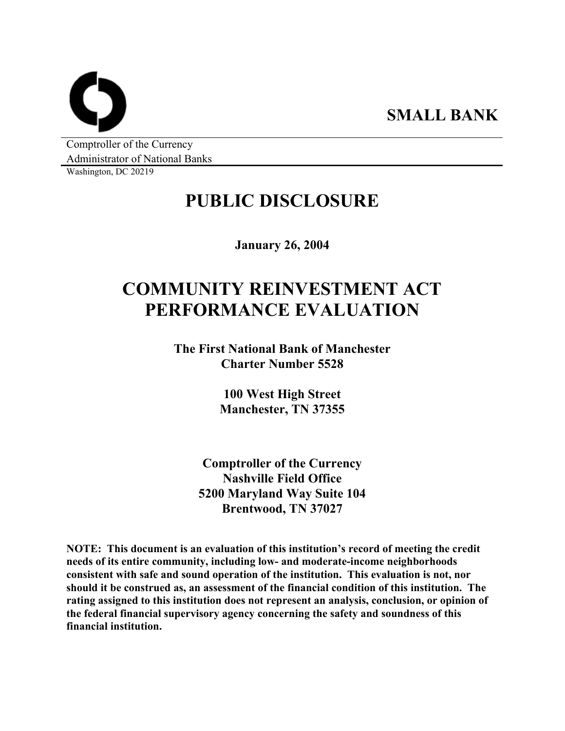**SMALL BANK**

Comptroller of the Currency
Administrator of National Banks
Washington, DC 20219

# PUBLIC DISCLOSURE

**January 26, 2004**

# COMMUNITY REINVESTMENT ACT PERFORMANCE EVALUATION

**The First National Bank of Manchester**
**Charter Number 5528**

**100 West High Street**
**Manchester, TN 37355**

**Comptroller of the Currency**
**Nashville Field Office**
**5200 Maryland Way Suite 104**
**Brentwood, TN 37027**

**NOTE: This document is an evaluation of this institution's record of meeting the credit needs of its entire community, including low- and moderate-income neighborhoods consistent with safe and sound operation of the institution. This evaluation is not, nor should it be construed as, an assessment of the financial condition of this institution. The rating assigned to this institution does not represent an analysis, conclusion, or opinion of the federal financial supervisory agency concerning the safety and soundness of this financial institution.**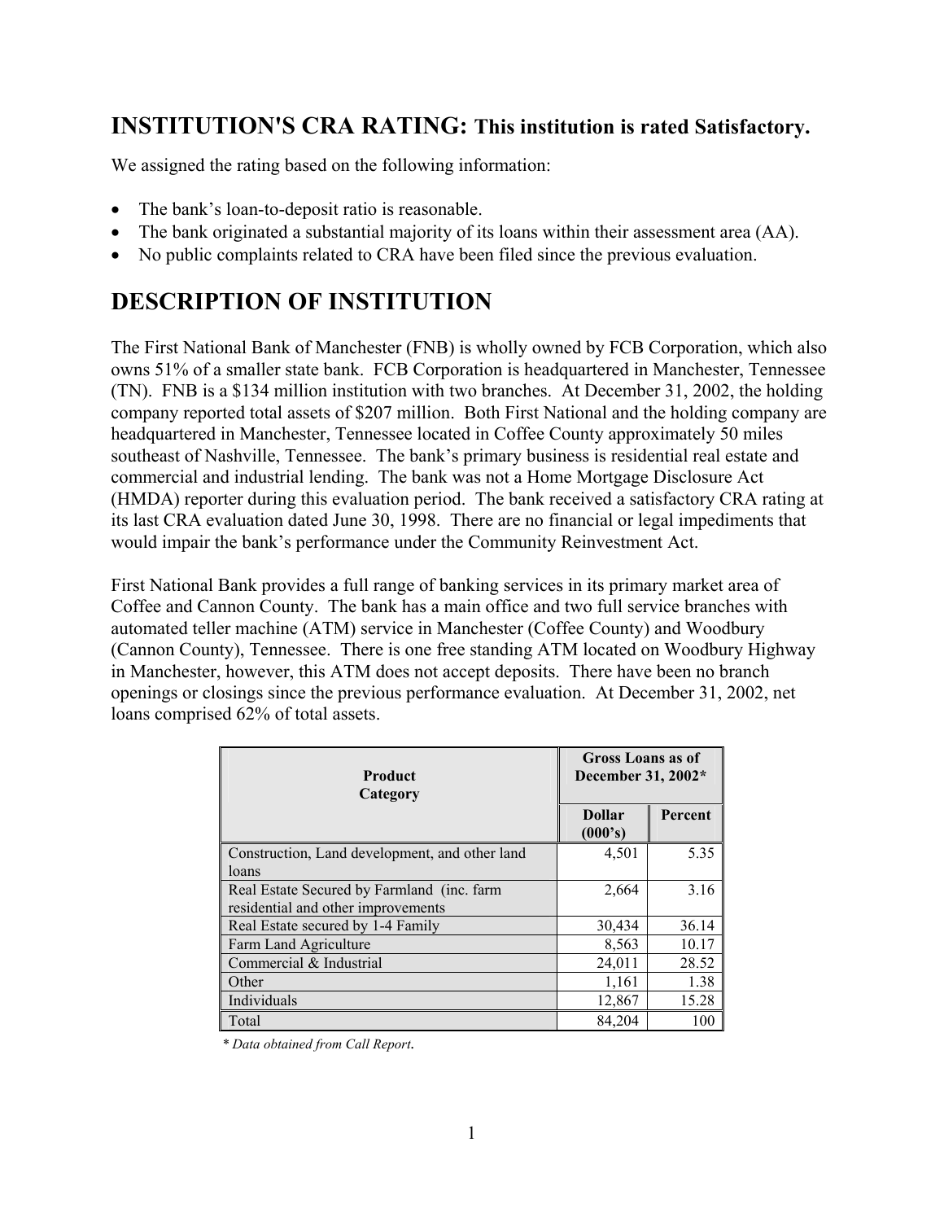## INSTITUTION'S CRA RATING: **This institution is rated Satisfactory.**

We assigned the rating based on the following information:

- The bank's loan-to-deposit ratio is reasonable.
- The bank originated a substantial majority of its loans within their assessment area (AA).
- No public complaints related to CRA have been filed since the previous evaluation.

## DESCRIPTION OF INSTITUTION

The First National Bank of Manchester (FNB) is wholly owned by FCB Corporation, which also owns 51% of a smaller state bank. FCB Corporation is headquartered in Manchester, Tennessee (TN). FNB is a $134 million institution with two branches. At December 31, 2002, the holding company reported total assets of $207 million. Both First National and the holding company are headquartered in Manchester, Tennessee located in Coffee County approximately 50 miles southeast of Nashville, Tennessee. The bank's primary business is residential real estate and commercial and industrial lending. The bank was not a Home Mortgage Disclosure Act (HMDA) reporter during this evaluation period. The bank received a satisfactory CRA rating at its last CRA evaluation dated June 30, 1998. There are no financial or legal impediments that would impair the bank's performance under the Community Reinvestment Act.

First National Bank provides a full range of banking services in its primary market area of Coffee and Cannon County. The bank has a main office and two full service branches with automated teller machine (ATM) service in Manchester (Coffee County) and Woodbury (Cannon County), Tennessee. There is one free standing ATM located on Woodbury Highway in Manchester, however, this ATM does not accept deposits. There have been no branch openings or closings since the previous performance evaluation. At December 31, 2002, net loans comprised 62% of total assets.

| Product Category | Gross Loans as of December 31, 2002* | |
|---|---|---|
| | Dollar (000's) | Percent |
| Construction, Land development, and other land loans | 4,501 | 5.35 |
| Real Estate Secured by Farmland (inc. farm residential and other improvements | 2,664 | 3.16 |
| Real Estate secured by 1-4 Family | 30,434 | 36.14 |
| Farm Land Agriculture | 8,563 | 10.17 |
| Commercial & Industrial | 24,011 | 28.52 |
| Other | 1,161 | 1.38 |
| Individuals | 12,867 | 15.28 |
| Total | 84,204 | 100 |

*\* Data obtained from Call Report.*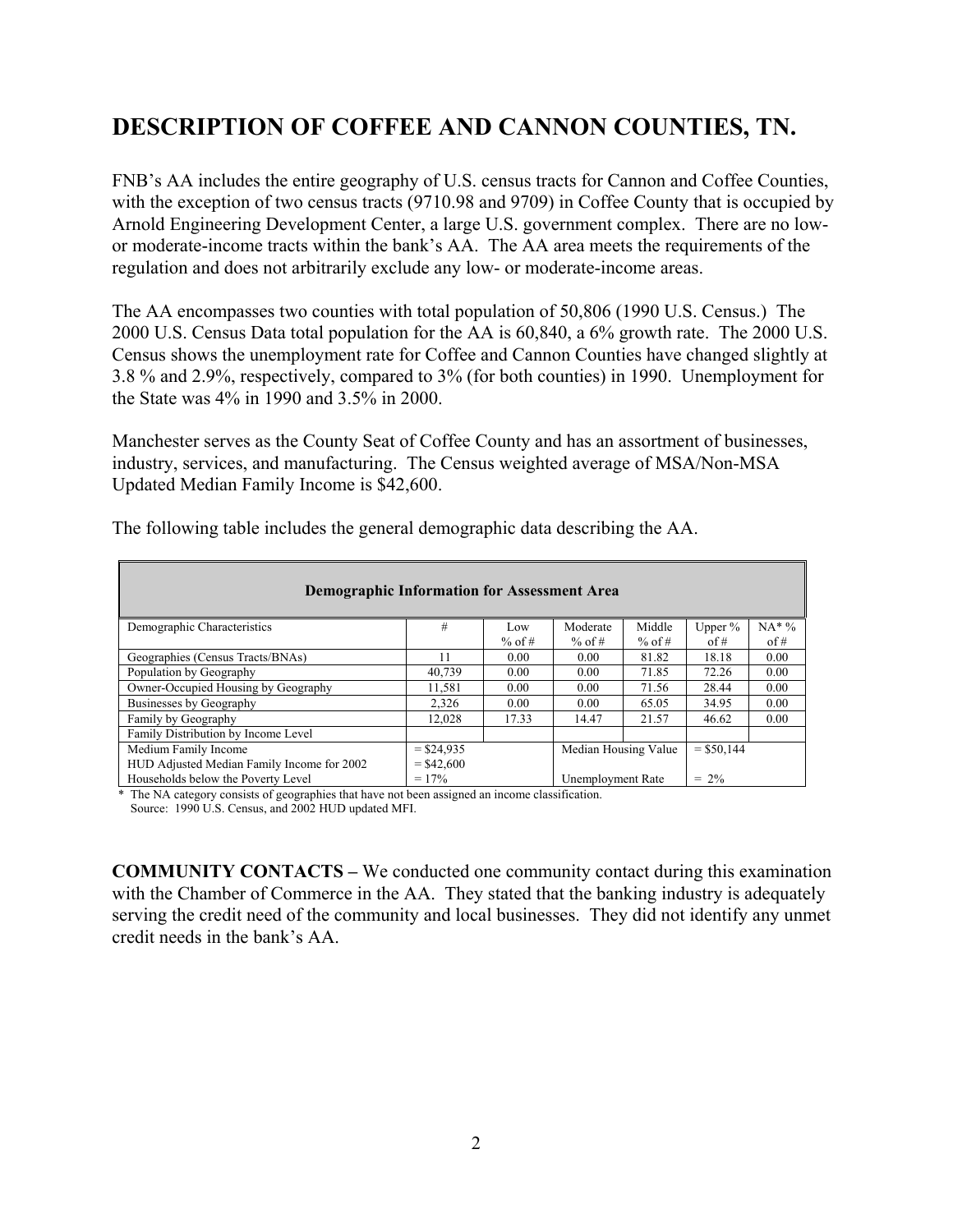# DESCRIPTION OF COFFEE AND CANNON COUNTIES, TN.

FNB's AA includes the entire geography of U.S. census tracts for Cannon and Coffee Counties, with the exception of two census tracts (9710.98 and 9709) in Coffee County that is occupied by Arnold Engineering Development Center, a large U.S. government complex. There are no low- or moderate-income tracts within the bank's AA. The AA area meets the requirements of the regulation and does not arbitrarily exclude any low- or moderate-income areas.

The AA encompasses two counties with total population of 50,806 (1990 U.S. Census.) The 2000 U.S. Census Data total population for the AA is 60,840, a 6% growth rate. The 2000 U.S. Census shows the unemployment rate for Coffee and Cannon Counties have changed slightly at 3.8 % and 2.9%, respectively, compared to 3% (for both counties) in 1990. Unemployment for the State was 4% in 1990 and 3.5% in 2000.

Manchester serves as the County Seat of Coffee County and has an assortment of businesses, industry, services, and manufacturing. The Census weighted average of MSA/Non-MSA Updated Median Family Income is $42,600.

The following table includes the general demographic data describing the AA.

| Demographic Information for Assessment Area | | | | | | |
|---|---|---|---|---|---|---|
| Demographic Characteristics | # | Low % of # | Moderate % of # | Middle % of # | Upper % of # | NA* % of # |
| Geographies (Census Tracts/BNAs) | 11 | 0.00 | 0.00 | 81.82 | 18.18 | 0.00 |
| Population by Geography | 40,739 | 0.00 | 0.00 | 71.85 | 72.26 | 0.00 |
| Owner-Occupied Housing by Geography | 11,581 | 0.00 | 0.00 | 71.56 | 28.44 | 0.00 |
| Businesses by Geography | 2,326 | 0.00 | 0.00 | 65.05 | 34.95 | 0.00 |
| Family by Geography | 12,028 | 17.33 | 14.47 | 21.57 | 46.62 | 0.00 |
| Family Distribution by Income Level | | | | | | |
| Medium Family Income | = $24,935 | | Median Housing Value | | = $50,144 | |
| HUD Adjusted Median Family Income for 2002 | = $42,600 | | | | | |
| Households below the Poverty Level | = 17% | | Unemployment Rate | | = 2% | |

\* The NA category consists of geographies that have not been assigned an income classification.
Source: 1990 U.S. Census, and 2002 HUD updated MFI.

**COMMUNITY CONTACTS –** We conducted one community contact during this examination with the Chamber of Commerce in the AA. They stated that the banking industry is adequately serving the credit need of the community and local businesses. They did not identify any unmet credit needs in the bank's AA.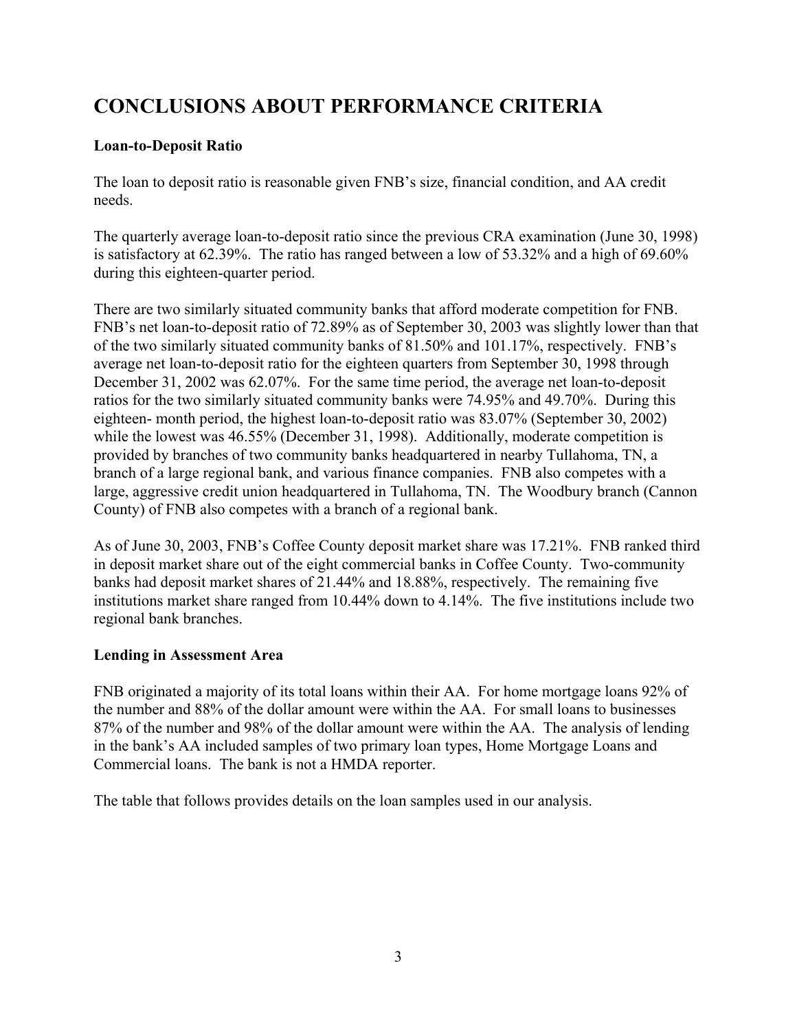# CONCLUSIONS ABOUT PERFORMANCE CRITERIA

### Loan-to-Deposit Ratio

The loan to deposit ratio is reasonable given FNB's size, financial condition, and AA credit needs.

The quarterly average loan-to-deposit ratio since the previous CRA examination (June 30, 1998) is satisfactory at 62.39%. The ratio has ranged between a low of 53.32% and a high of 69.60% during this eighteen-quarter period.

There are two similarly situated community banks that afford moderate competition for FNB. FNB's net loan-to-deposit ratio of 72.89% as of September 30, 2003 was slightly lower than that of the two similarly situated community banks of 81.50% and 101.17%, respectively. FNB's average net loan-to-deposit ratio for the eighteen quarters from September 30, 1998 through December 31, 2002 was 62.07%. For the same time period, the average net loan-to-deposit ratios for the two similarly situated community banks were 74.95% and 49.70%. During this eighteen- month period, the highest loan-to-deposit ratio was 83.07% (September 30, 2002) while the lowest was 46.55% (December 31, 1998). Additionally, moderate competition is provided by branches of two community banks headquartered in nearby Tullahoma, TN, a branch of a large regional bank, and various finance companies. FNB also competes with a large, aggressive credit union headquartered in Tullahoma, TN. The Woodbury branch (Cannon County) of FNB also competes with a branch of a regional bank.

As of June 30, 2003, FNB's Coffee County deposit market share was 17.21%. FNB ranked third in deposit market share out of the eight commercial banks in Coffee County. Two-community banks had deposit market shares of 21.44% and 18.88%, respectively. The remaining five institutions market share ranged from 10.44% down to 4.14%. The five institutions include two regional bank branches.

### Lending in Assessment Area

FNB originated a majority of its total loans within their AA. For home mortgage loans 92% of the number and 88% of the dollar amount were within the AA. For small loans to businesses 87% of the number and 98% of the dollar amount were within the AA. The analysis of lending in the bank's AA included samples of two primary loan types, Home Mortgage Loans and Commercial loans. The bank is not a HMDA reporter.

The table that follows provides details on the loan samples used in our analysis.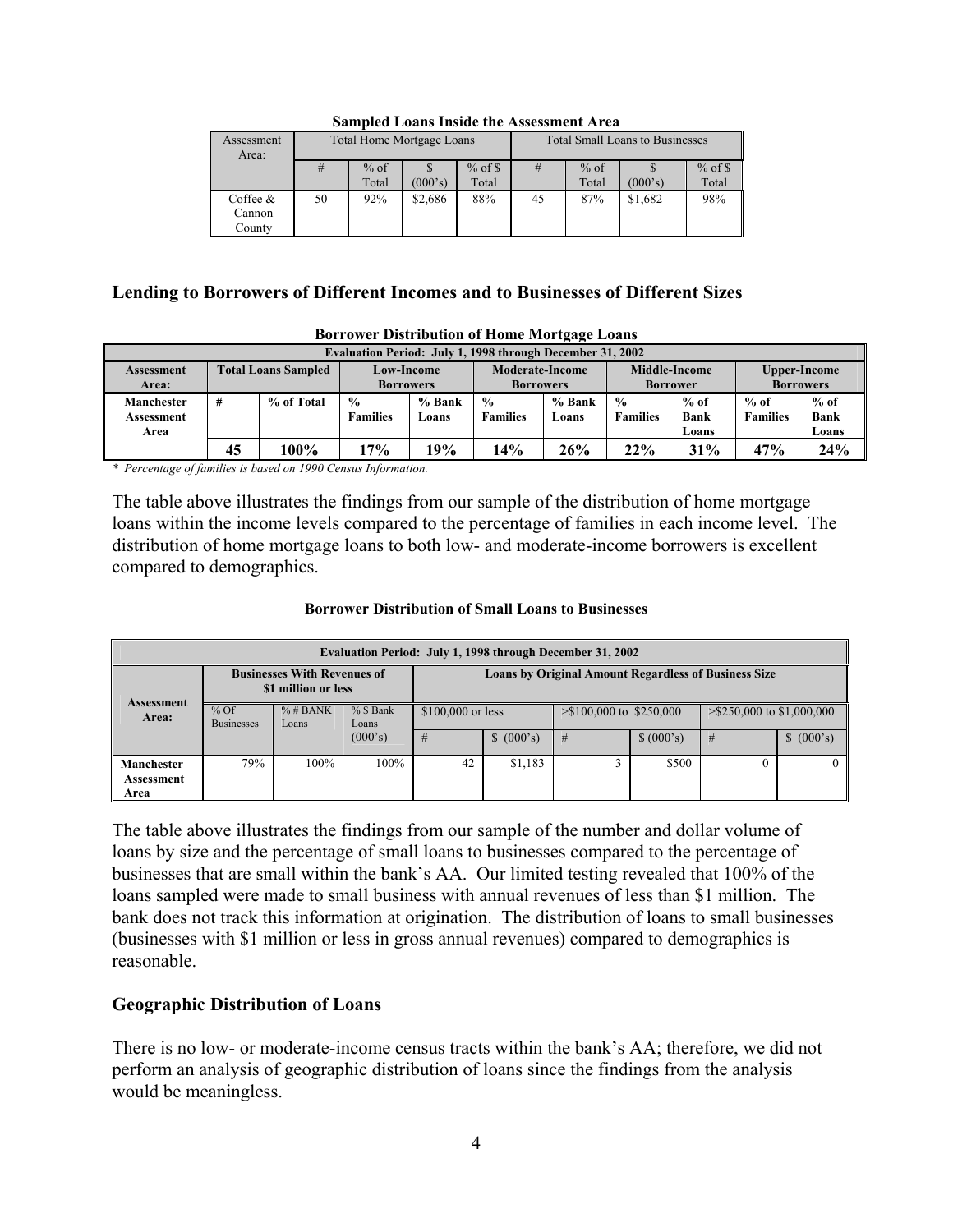**Sampled Loans Inside the Assessment Area**

| Assessment Area: | Total Home Mortgage Loans | | | | Total Small Loans to Businesses | | | |
|---|---|---|---|---|---|---|---|---|
| | # | % of Total | $ (000's) | % of $ Total | # | % of Total | $ (000's) | % of $ Total |
| Coffee & Cannon County | 50 | 92% | $2,686 | 88% | 45 | 87% | $1,682 | 98% |

## Lending to Borrowers of Different Incomes and to Businesses of Different Sizes

**Borrower Distribution of Home Mortgage Loans**

| Evaluation Period: July 1, 1998 through December 31, 2002 | | | | | | | | | | |
|---|---|---|---|---|---|---|---|---|---|---|
| **Assessment Area:** | **Total Loans Sampled** | | **Low-Income Borrowers** | | **Moderate-Income Borrowers** | | **Middle-Income Borrower** | | **Upper-Income Borrowers** | |
| **Manchester Assessment Area** | **#** | **% of Total** | **% Families** | **% Bank Loans** | **% Families** | **% Bank Loans** | **% Families** | **% of Bank Loans** | **% of Families** | **% of Bank Loans** |
| | **45** | **100%** | **17%** | **19%** | **14%** | **26%** | **22%** | **31%** | **47%** | **24%** |

* *Percentage of families is based on 1990 Census Information.*

The table above illustrates the findings from our sample of the distribution of home mortgage loans within the income levels compared to the percentage of families in each income level. The distribution of home mortgage loans to both low- and moderate-income borrowers is excellent compared to demographics.

**Borrower Distribution of Small Loans to Businesses**

| Evaluation Period: July 1, 1998 through December 31, 2002 | | | | | | | | | |
|---|---|---|---|---|---|---|---|---|---|
| **Assessment Area:** | **Businesses With Revenues of $1 million or less** | | | **Loans by Original Amount Regardless of Business Size** | | | | | |
| | % Of Businesses | % # BANK Loans | % $ Bank Loans (000's) | $100,000 or less | | >$100,000 to $250,000 | | >$250,000 to $1,000,000 | |
| | | | | # | $ (000's) | # | $ (000's) | # | $ (000's) |
| **Manchester Assessment Area** | 79% | 100% | 100% | 42 | $1,183 | 3 | $500 | 0 | 0 |

The table above illustrates the findings from our sample of the number and dollar volume of loans by size and the percentage of small loans to businesses compared to the percentage of businesses that are small within the bank's AA. Our limited testing revealed that 100% of the loans sampled were made to small business with annual revenues of less than $1 million. The bank does not track this information at origination. The distribution of loans to small businesses (businesses with $1 million or less in gross annual revenues) compared to demographics is reasonable.

## Geographic Distribution of Loans

There is no low- or moderate-income census tracts within the bank's AA; therefore, we did not perform an analysis of geographic distribution of loans since the findings from the analysis would be meaningless.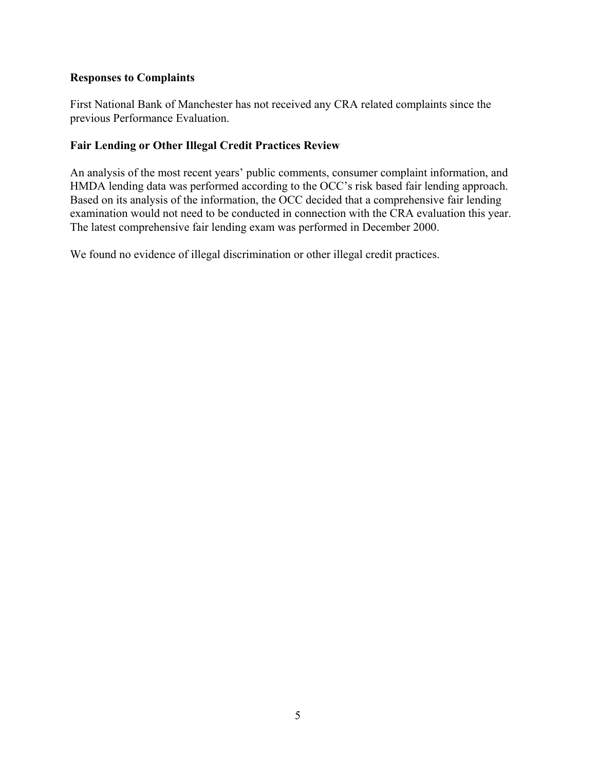**Responses to Complaints**

First National Bank of Manchester has not received any CRA related complaints since the previous Performance Evaluation.

**Fair Lending or Other Illegal Credit Practices Review**

An analysis of the most recent years' public comments, consumer complaint information, and HMDA lending data was performed according to the OCC's risk based fair lending approach. Based on its analysis of the information, the OCC decided that a comprehensive fair lending examination would not need to be conducted in connection with the CRA evaluation this year. The latest comprehensive fair lending exam was performed in December 2000.

We found no evidence of illegal discrimination or other illegal credit practices.